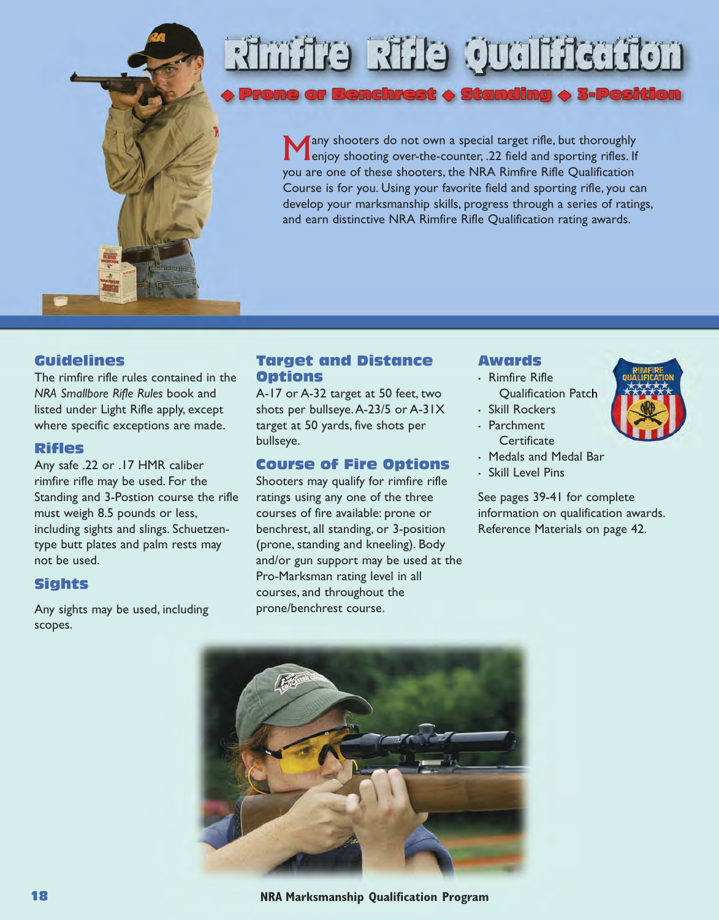# Rimfire Rifle Qualification

◆ Prone or Benchrest ◆ Standing ◆ 3-Position

Many shooters do not own a special target rifle, but thoroughly enjoy shooting over-the-counter, .22 field and sporting rifles. If you are one of these shooters, the NRA Rimfire Rifle Qualification Course is for you. Using your favorite field and sporting rifle, you can develop your marksmanship skills, progress through a series of ratings, and earn distinctive NRA Rimfire Rifle Qualification rating awards.

## Guidelines

The rimfire rifle rules contained in the *NRA Smallbore Rifle Rules* book and listed under Light Rifle apply, except where specific exceptions are made.

## Rifles

Any safe .22 or .17 HMR caliber rimfire rifle may be used. For the Standing and 3-Postion course the rifle must weigh 8.5 pounds or less, including sights and slings. Schuetzen-type butt plates and palm rests may not be used.

## Sights

Any sights may be used, including scopes.

## Target and Distance Options

A-17 or A-32 target at 50 feet, two shots per bullseye. A-23/5 or A-31X target at 50 yards, five shots per bullseye.

## Course of Fire Options

Shooters may qualify for rimfire rifle ratings using any one of the three courses of fire available: prone or benchrest, all standing, or 3-position (prone, standing and kneeling). Body and/or gun support may be used at the Pro-Marksman rating level in all courses, and throughout the prone/benchrest course.

## Awards

- Rimfire Rifle Qualification Patch
- Skill Rockers
- Parchment Certificate
- Medals and Medal Bar
- Skill Level Pins

See pages 39-41 for complete information on qualification awards. Reference Materials on page 42.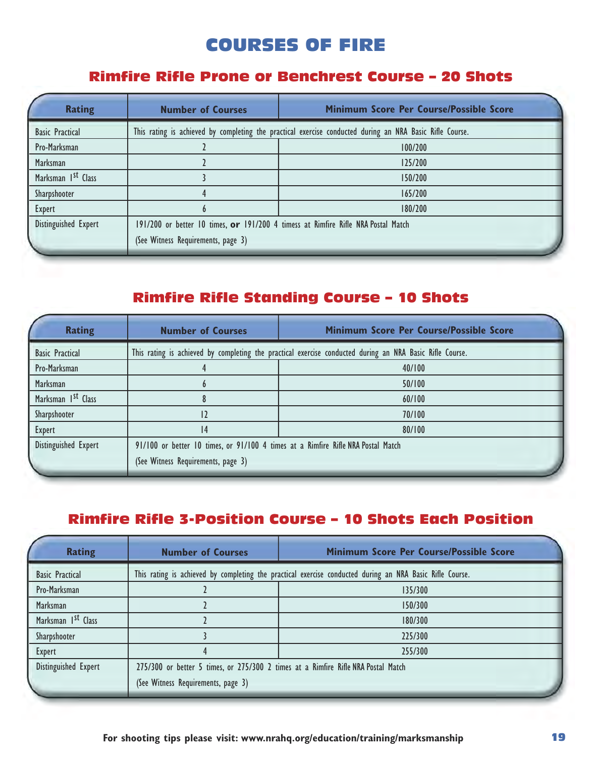# COURSES OF FIRE

## Rimfire Rifle Prone or Benchrest Course – 20 Shots

| Rating | Number of Courses | Minimum Score Per Course/Possible Score |
|---|---|---|
| Basic Practical | This rating is achieved by completing the practical exercise conducted during an NRA Basic Rifle Course. | |
| Pro-Marksman | 2 | 100/200 |
| Marksman | 2 | 125/200 |
| Marksman 1st Class | 3 | 150/200 |
| Sharpshooter | 4 | 165/200 |
| Expert | 6 | 180/200 |
| Distinguished Expert | 191/200 or better 10 times, **or** 191/200 4 timess at Rimfire Rifle NRA Postal Match (See Witness Requirements, page 3) | |

## Rimfire Rifle Standing Course – 10 Shots

| Rating | Number of Courses | Minimum Score Per Course/Possible Score |
|---|---|---|
| Basic Practical | This rating is achieved by completing the practical exercise conducted during an NRA Basic Rifle Course. | |
| Pro-Marksman | 4 | 40/100 |
| Marksman | 6 | 50/100 |
| Marksman 1st Class | 8 | 60/100 |
| Sharpshooter | 12 | 70/100 |
| Expert | 14 | 80/100 |
| Distinguished Expert | 91/100 or better 10 times, or 91/100 4 times at a Rimfire Rifle NRA Postal Match (See Witness Requirements, page 3) | |

## Rimfire Rifle 3-Position Course – 10 Shots Each Position

| Rating | Number of Courses | Minimum Score Per Course/Possible Score |
|---|---|---|
| Basic Practical | This rating is achieved by completing the practical exercise conducted during an NRA Basic Rifle Course. | |
| Pro-Marksman | 2 | 135/300 |
| Marksman | 2 | 150/300 |
| Marksman 1st Class | 2 | 180/300 |
| Sharpshooter | 3 | 225/300 |
| Expert | 4 | 255/300 |
| Distinguished Expert | 275/300 or better 5 times, or 275/300 2 times at a Rimfire Rifle NRA Postal Match (See Witness Requirements, page 3) | |

**For shooting tips please visit: www.nrahq.org/education/training/marksmanship**